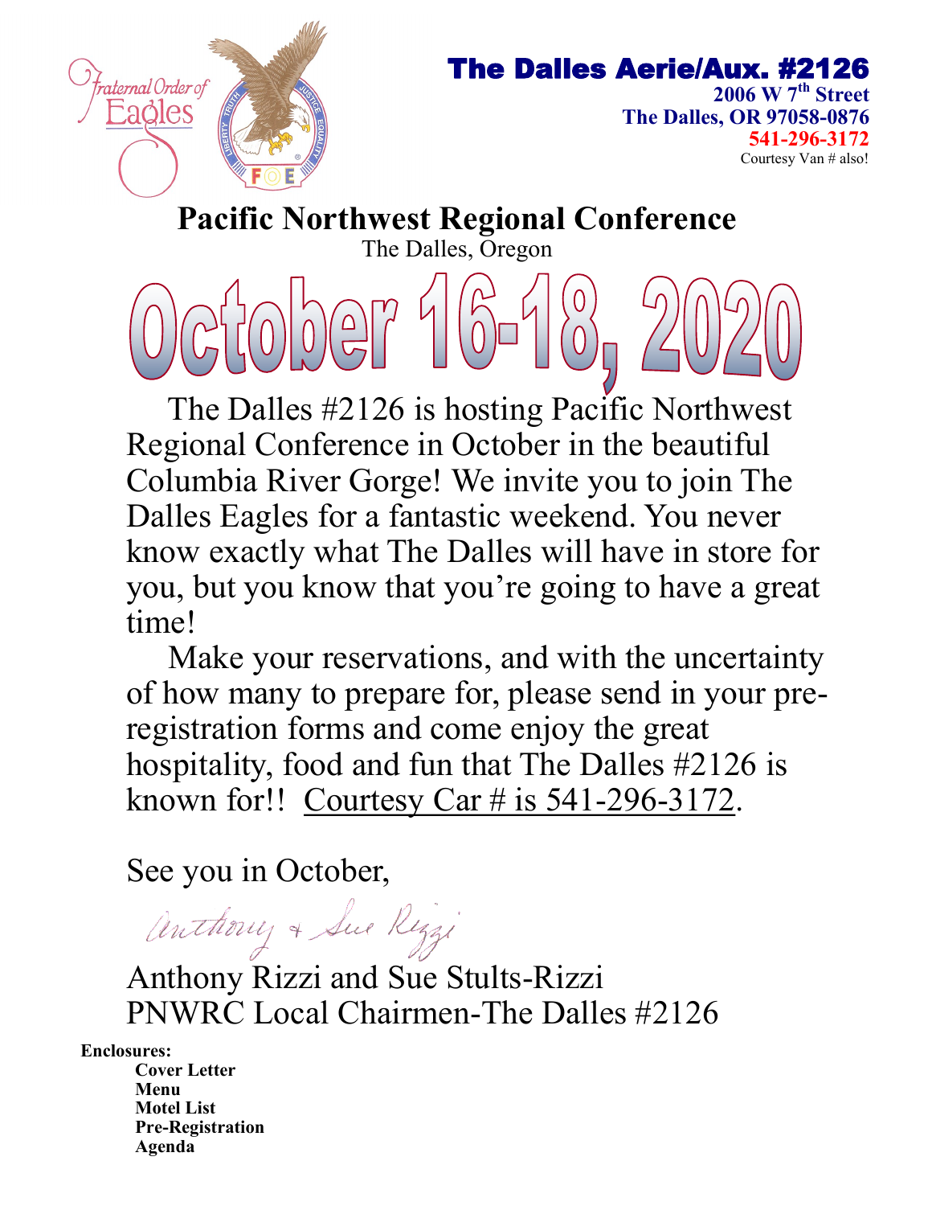Fraternal Order of Eagles

# The Dalles Aerie/Aux. #2126

**2006 W 7th Street**
**The Dalles, OR 97058-0876**
**541-296-3172**
Courtesy Van # also!

## Pacific Northwest Regional Conference

The Dalles, Oregon

# October 16-18, 2020

The Dalles #2126 is hosting Pacific Northwest Regional Conference in October in the beautiful Columbia River Gorge! We invite you to join The Dalles Eagles for a fantastic weekend. You never know exactly what The Dalles will have in store for you, but you know that you're going to have a great time!

Make your reservations, and with the uncertainty of how many to prepare for, please send in your pre-registration forms and come enjoy the great hospitality, food and fun that The Dalles #2126 is known for!! Courtesy Car # is 541-296-3172.

See you in October,

Anthony + Sue Rizzi

Anthony Rizzi and Sue Stults-Rizzi
PNWRC Local Chairmen-The Dalles #2126

**Enclosures:**

- **Cover Letter**
- **Menu**
- **Motel List**
- **Pre-Registration**
- **Agenda**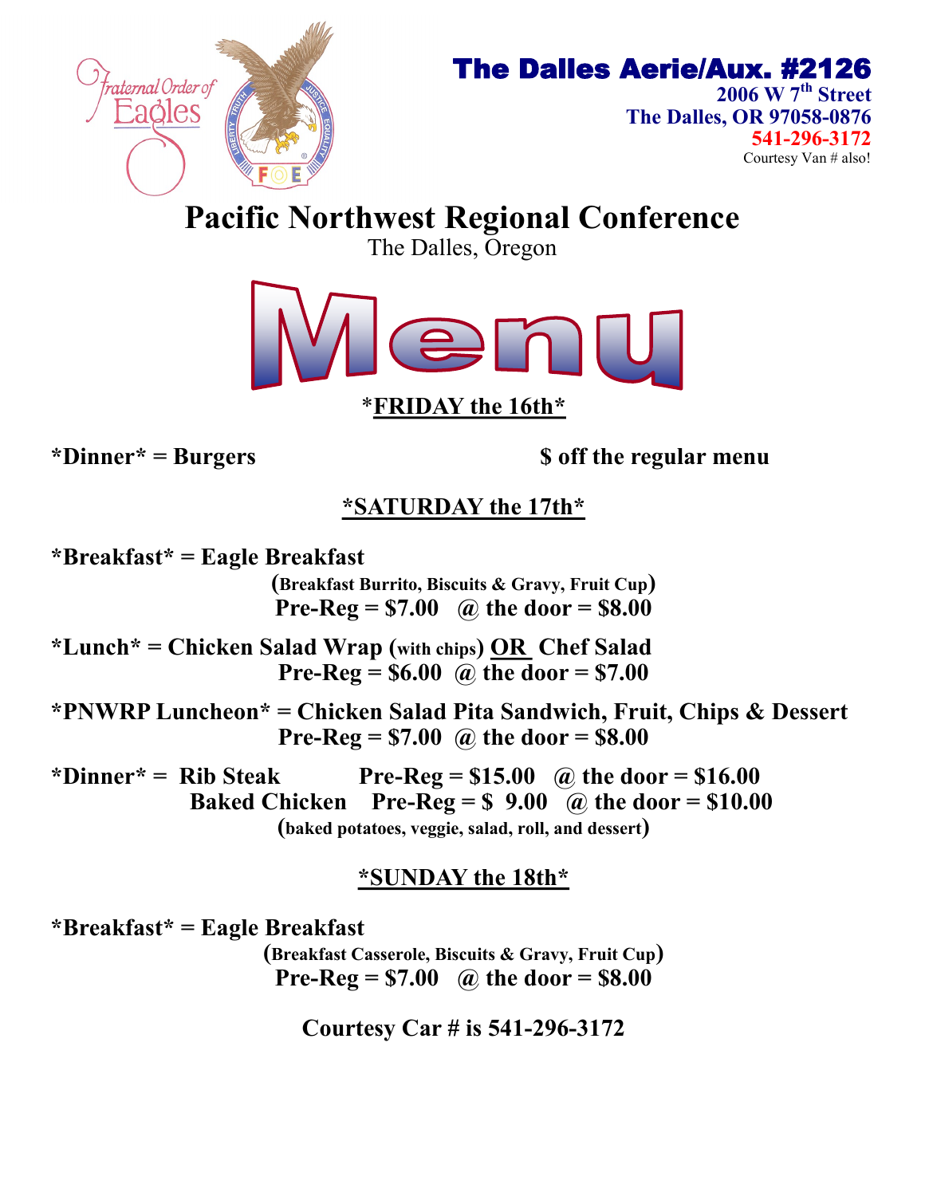Fraternal Order of Eagles

# The Dalles Aerie/Aux. #2126

2006 W 7th Street
The Dalles, OR 97058-0876
541-296-3172
Courtesy Van # also!

# Pacific Northwest Regional Conference

The Dalles, Oregon

# Menu

## *FRIDAY the 16th*

**\*Dinner\* = Burgers** **$ off the regular menu**

## *SATURDAY the 17th*

**\*Breakfast\* = Eagle Breakfast**
(Breakfast Burrito, Biscuits & Gravy, Fruit Cup)
**Pre-Reg = $7.00 @ the door = $8.00**

**\*Lunch\* = Chicken Salad Wrap (with chips) OR Chef Salad**
**Pre-Reg = $6.00 @ the door = $7.00**

**\*PNWRP Luncheon\* = Chicken Salad Pita Sandwich, Fruit, Chips & Dessert**
**Pre-Reg = $7.00 @ the door = $8.00**

**\*Dinner\* = Rib Steak Pre-Reg = $15.00 @ the door = $16.00**
**Baked Chicken Pre-Reg = $ 9.00 @ the door = $10.00**
(baked potatoes, veggie, salad, roll, and dessert)

## *SUNDAY the 18th*

**\*Breakfast\* = Eagle Breakfast**
(Breakfast Casserole, Biscuits & Gravy, Fruit Cup)
**Pre-Reg = $7.00 @ the door = $8.00**

**Courtesy Car # is 541-296-3172**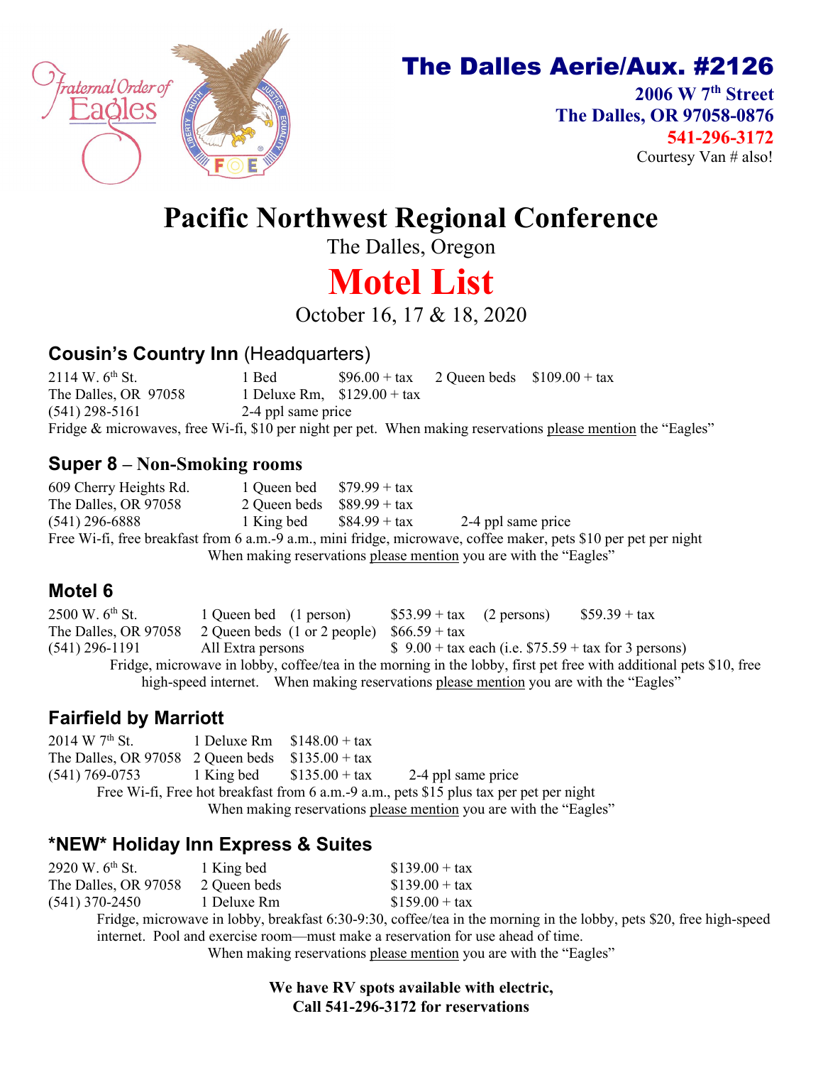Fraternal Order of Eagles

## The Dalles Aerie/Aux. #2126

**2006 W 7th Street**
**The Dalles, OR 97058-0876**
**541-296-3172**
Courtesy Van # also!

# Pacific Northwest Regional Conference

The Dalles, Oregon

# Motel List

October 16, 17 & 18, 2020

### Cousin's Country Inn (Headquarters)

2114 W. 6th St. | 1 Bed $96.00 + tax | 2 Queen beds $109.00 + tax
The Dalles, OR 97058 | 1 Deluxe Rm, $129.00 + tax
(541) 298-5161 | 2-4 ppl same price

Fridge & microwaves, free Wi-fi, $10 per night per pet. When making reservations please mention the "Eagles"

### Super 8 – Non-Smoking rooms

609 Cherry Heights Rd. | 1 Queen bed $79.99 + tax
The Dalles, OR 97058 | 2 Queen beds $89.99 + tax
(541) 296-6888 | 1 King bed $84.99 + tax | 2-4 ppl same price

Free Wi-fi, free breakfast from 6 a.m.-9 a.m., mini fridge, microwave, coffee maker, pets $10 per pet per night
When making reservations please mention you are with the "Eagles"

### Motel 6

2500 W. 6th St. | 1 Queen bed (1 person) $53.99 + tax | (2 persons) $59.39 + tax
The Dalles, OR 97058 | 2 Queen beds (1 or 2 people) $66.59 + tax
(541) 296-1191 | All Extra persons $ 9.00 + tax each (i.e. $75.59 + tax for 3 persons)

Fridge, microwave in lobby, coffee/tea in the morning in the lobby, first pet free with additional pets $10, free high-speed internet. When making reservations please mention you are with the "Eagles"

### Fairfield by Marriott

2014 W 7th St. | 1 Deluxe Rm $148.00 + tax
The Dalles, OR 97058 | 2 Queen beds $135.00 + tax
(541) 769-0753 | 1 King bed $135.00 + tax | 2-4 ppl same price

Free Wi-fi, Free hot breakfast from 6 a.m.-9 a.m., pets $15 plus tax per pet per night
When making reservations please mention you are with the "Eagles"

### \*NEW\* Holiday Inn Express & Suites

2920 W. 6th St. | 1 King bed $139.00 + tax
The Dalles, OR 97058 | 2 Queen beds $139.00 + tax
(541) 370-2450 | 1 Deluxe Rm $159.00 + tax

Fridge, microwave in lobby, breakfast 6:30-9:30, coffee/tea in the morning in the lobby, pets $20, free high-speed internet. Pool and exercise room—must make a reservation for use ahead of time.
When making reservations please mention you are with the "Eagles"

**We have RV spots available with electric,**
**Call 541-296-3172 for reservations**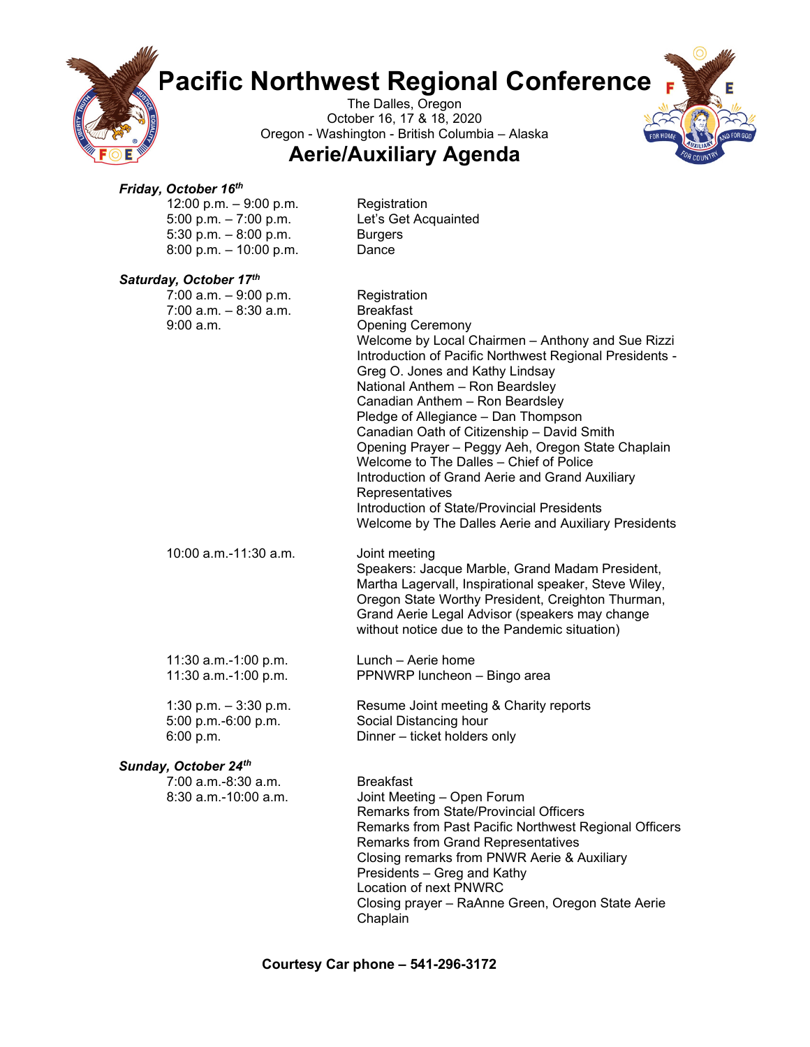# Pacific Northwest Regional Conference

The Dalles, Oregon
October 16, 17 & 18, 2020
Oregon - Washington - British Columbia – Alaska

## Aerie/Auxiliary Agenda

***Friday, October 16th***

| | |
|---|---|
| 12:00 p.m. – 9:00 p.m. | Registration |
| 5:00 p.m. – 7:00 p.m. | Let's Get Acquainted |
| 5:30 p.m. – 8:00 p.m. | Burgers |
| 8:00 p.m. – 10:00 p.m. | Dance |

***Saturday, October 17th***

| | |
|---|---|
| 7:00 a.m. – 9:00 p.m. | Registration |
| 7:00 a.m. – 8:30 a.m. | Breakfast |
| 9:00 a.m. | Opening Ceremony<br>Welcome by Local Chairmen – Anthony and Sue Rizzi<br>Introduction of Pacific Northwest Regional Presidents - Greg O. Jones and Kathy Lindsay<br>National Anthem – Ron Beardsley<br>Canadian Anthem – Ron Beardsley<br>Pledge of Allegiance – Dan Thompson<br>Canadian Oath of Citizenship – David Smith<br>Opening Prayer – Peggy Aeh, Oregon State Chaplain<br>Welcome to The Dalles – Chief of Police<br>Introduction of Grand Aerie and Grand Auxiliary Representatives<br>Introduction of State/Provincial Presidents<br>Welcome by The Dalles Aerie and Auxiliary Presidents |
| 10:00 a.m.-11:30 a.m. | Joint meeting<br>Speakers: Jacque Marble, Grand Madam President, Martha Lagervall, Inspirational speaker, Steve Wiley, Oregon State Worthy President, Creighton Thurman, Grand Aerie Legal Advisor (speakers may change without notice due to the Pandemic situation) |
| 11:30 a.m.-1:00 p.m. | Lunch – Aerie home |
| 11:30 a.m.-1:00 p.m. | PPNWRP luncheon – Bingo area |
| 1:30 p.m. – 3:30 p.m. | Resume Joint meeting & Charity reports |
| 5:00 p.m.-6:00 p.m. | Social Distancing hour |
| 6:00 p.m. | Dinner – ticket holders only |

***Sunday, October 24th***

| | |
|---|---|
| 7:00 a.m.-8:30 a.m. | Breakfast |
| 8:30 a.m.-10:00 a.m. | Joint Meeting – Open Forum<br>Remarks from State/Provincial Officers<br>Remarks from Past Pacific Northwest Regional Officers<br>Remarks from Grand Representatives<br>Closing remarks from PNWR Aerie & Auxiliary Presidents – Greg and Kathy<br>Location of next PNWRC<br>Closing prayer – RaAnne Green, Oregon State Aerie Chaplain |

**Courtesy Car phone – 541-296-3172**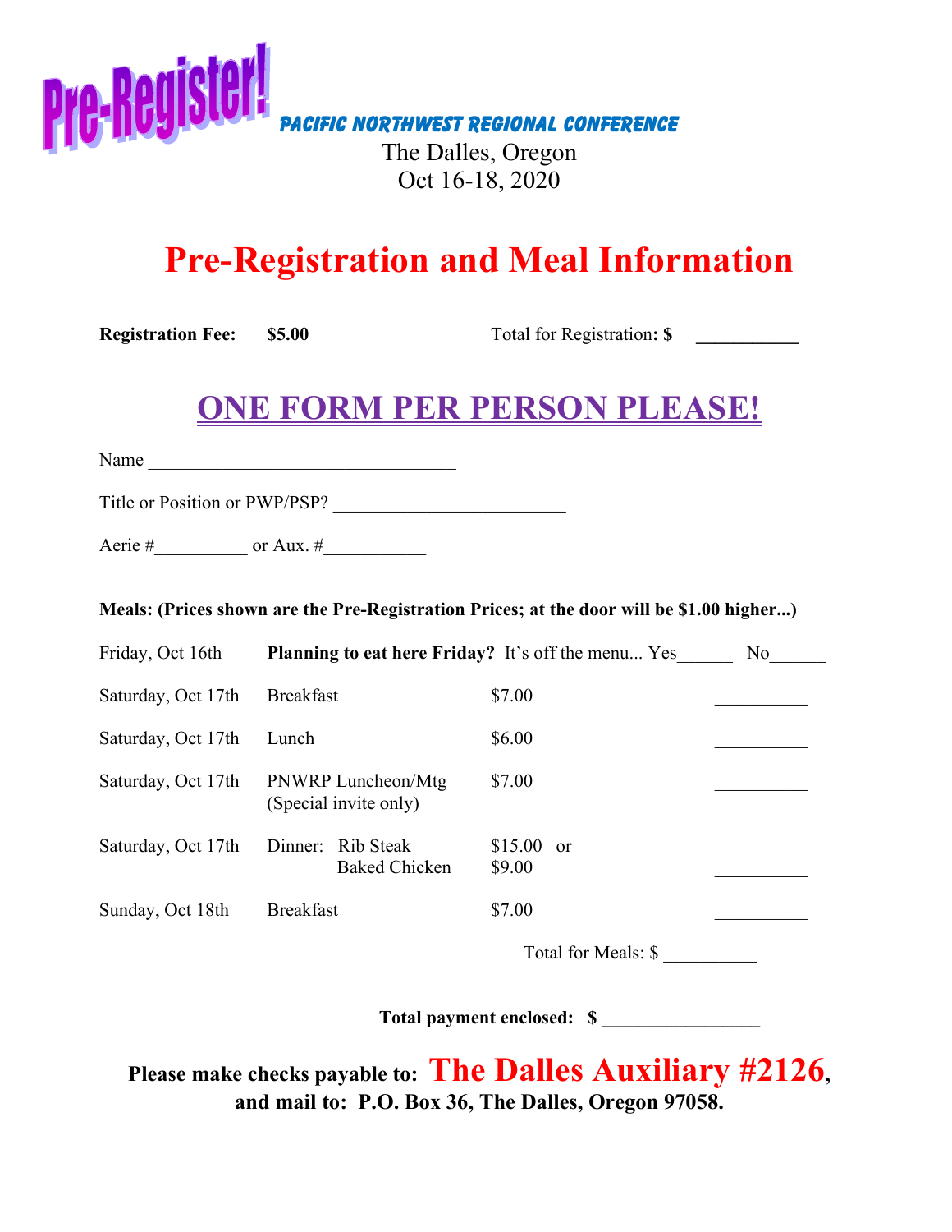# Pre-Register!

**PACIFIC NORTHWEST REGIONAL CONFERENCE**

The Dalles, Oregon
Oct 16-18, 2020

# Pre-Registration and Meal Information

**Registration Fee:** **$5.00** Total for Registration**: $** ___________

## ONE FORM PER PERSON PLEASE!

Name _________________________________

Title or Position or PWP/PSP? ________________________

Aerie #__________ or Aux. #___________

**Meals: (Prices shown are the Pre-Registration Prices; at the door will be $1.00 higher...)**

| | | | |
|---|---|---|---|
| Friday, Oct 16th | **Planning to eat here Friday?** It's off the menu... Yes______ No______ | | |
| Saturday, Oct 17th | Breakfast | $7.00 | __________ |
| Saturday, Oct 17th | Lunch | $6.00 | __________ |
| Saturday, Oct 17th | PNWRP Luncheon/Mtg (Special invite only) | $7.00 | __________ |
| Saturday, Oct 17th | Dinner: Rib Steak / Baked Chicken | $15.00 or / $9.00 | __________ |
| Sunday, Oct 18th | Breakfast | $7.00 | __________ |

Total for Meals: $ __________

**Total payment enclosed: $ _________________**

**Please make checks payable to: The Dalles Auxiliary #2126, and mail to: P.O. Box 36, The Dalles, Oregon 97058.**